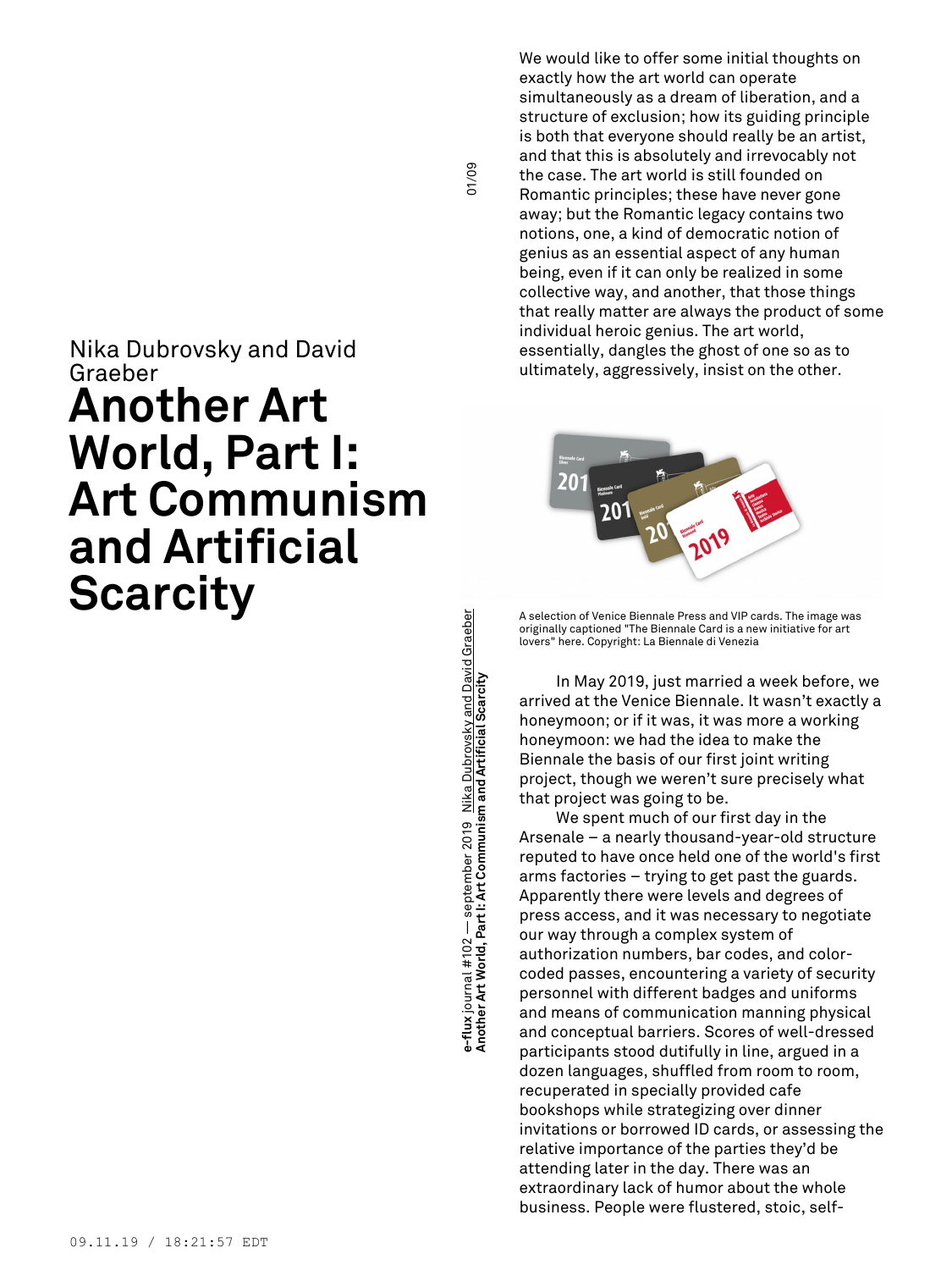Nika Dubrovsky and David Graeber

# Another Art World, Part I: Art Communism and Artificial Scarcity

We would like to offer some initial thoughts on exactly how the art world can operate simultaneously as a dream of liberation, and a structure of exclusion; how its guiding principle is both that everyone should really be an artist, and that this is absolutely and irrevocably not the case. The art world is still founded on Romantic principles; these have never gone away; but the Romantic legacy contains two notions, one, a kind of democratic notion of genius as an essential aspect of any human being, even if it can only be realized in some collective way, and another, that those things that really matter are always the product of some individual heroic genius. The art world, essentially, dangles the ghost of one so as to ultimately, aggressively, insist on the other.

A selection of Venice Biennale Press and VIP cards. The image was originally captioned "The Biennale Card is a new initiative for art lovers" here. Copyright: La Biennale di Venezia

In May 2019, just married a week before, we arrived at the Venice Biennale. It wasn't exactly a honeymoon; or if it was, it was more a working honeymoon: we had the idea to make the Biennale the basis of our first joint writing project, though we weren't sure precisely what that project was going to be.

We spent much of our first day in the Arsenale – a nearly thousand-year-old structure reputed to have once held one of the world's first arms factories – trying to get past the guards. Apparently there were levels and degrees of press access, and it was necessary to negotiate our way through a complex system of authorization numbers, bar codes, and color-coded passes, encountering a variety of security personnel with different badges and uniforms and means of communication manning physical and conceptual barriers. Scores of well-dressed participants stood dutifully in line, argued in a dozen languages, shuffled from room to room, recuperated in specially provided cafe bookshops while strategizing over dinner invitations or borrowed ID cards, or assessing the relative importance of the parties they'd be attending later in the day. There was an extraordinary lack of humor about the whole business. People were flustered, stoic, self-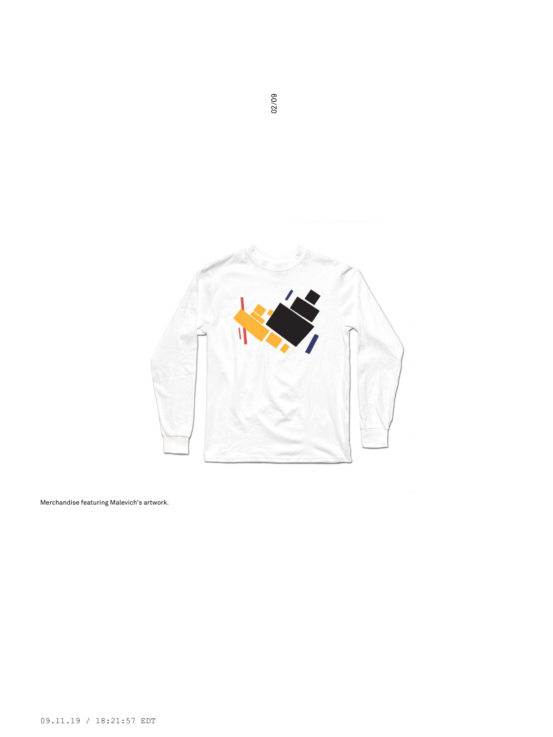Merchandise featuring Malevich's artwork.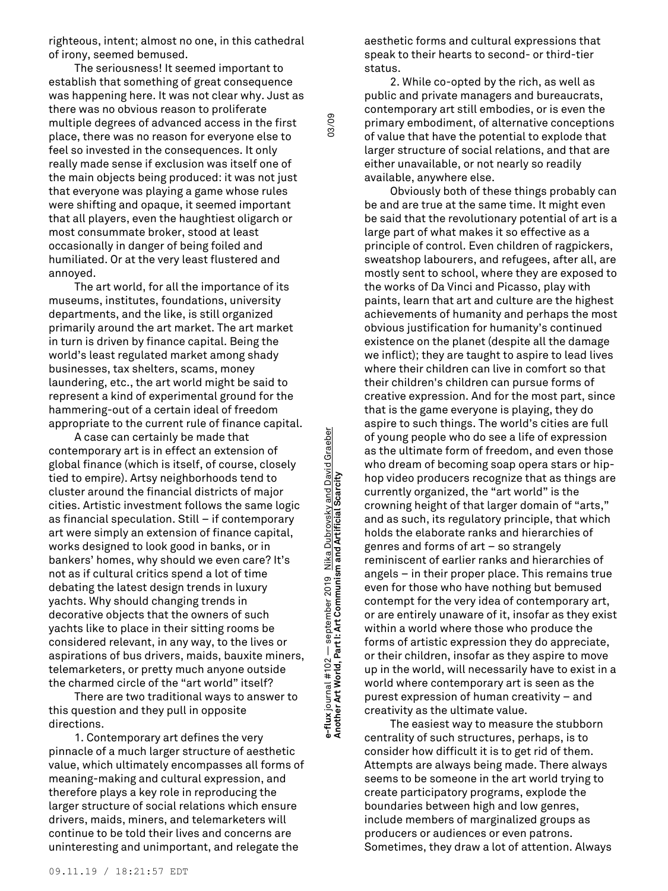righteous, intent; almost no one, in this cathedral of irony, seemed bemused.

The seriousness! It seemed important to establish that something of great consequence was happening here. It was not clear why. Just as there was no obvious reason to proliferate multiple degrees of advanced access in the first place, there was no reason for everyone else to feel so invested in the consequences. It only really made sense if exclusion was itself one of the main objects being produced: it was not just that everyone was playing a game whose rules were shifting and opaque, it seemed important that all players, even the haughtiest oligarch or most consummate broker, stood at least occasionally in danger of being foiled and humiliated. Or at the very least flustered and annoyed.

The art world, for all the importance of its museums, institutes, foundations, university departments, and the like, is still organized primarily around the art market. The art market in turn is driven by finance capital. Being the world's least regulated market among shady businesses, tax shelters, scams, money laundering, etc., the art world might be said to represent a kind of experimental ground for the hammering-out of a certain ideal of freedom appropriate to the current rule of finance capital.

A case can certainly be made that contemporary art is in effect an extension of global finance (which is itself, of course, closely tied to empire). Artsy neighborhoods tend to cluster around the financial districts of major cities. Artistic investment follows the same logic as financial speculation. Still – if contemporary art were simply an extension of finance capital, works designed to look good in banks, or in bankers' homes, why should we even care? It's not as if cultural critics spend a lot of time debating the latest design trends in luxury yachts. Why should changing trends in decorative objects that the owners of such yachts like to place in their sitting rooms be considered relevant, in any way, to the lives or aspirations of bus drivers, maids, bauxite miners, telemarketers, or pretty much anyone outside the charmed circle of the "art world" itself?

There are two traditional ways to answer to this question and they pull in opposite directions.

1. Contemporary art defines the very pinnacle of a much larger structure of aesthetic value, which ultimately encompasses all forms of meaning-making and cultural expression, and therefore plays a key role in reproducing the larger structure of social relations which ensure drivers, maids, miners, and telemarketers will continue to be told their lives and concerns are uninteresting and unimportant, and relegate the aesthetic forms and cultural expressions that speak to their hearts to second- or third-tier status.

2. While co-opted by the rich, as well as public and private managers and bureaucrats, contemporary art still embodies, or is even the primary embodiment, of alternative conceptions of value that have the potential to explode that larger structure of social relations, and that are either unavailable, or not nearly so readily available, anywhere else.

Obviously both of these things probably can be and are true at the same time. It might even be said that the revolutionary potential of art is a large part of what makes it so effective as a principle of control. Even children of ragpickers, sweatshop labourers, and refugees, after all, are mostly sent to school, where they are exposed to the works of Da Vinci and Picasso, play with paints, learn that art and culture are the highest achievements of humanity and perhaps the most obvious justification for humanity's continued existence on the planet (despite all the damage we inflict); they are taught to aspire to lead lives where their children can live in comfort so that their children's children can pursue forms of creative expression. And for the most part, since that is the game everyone is playing, they do aspire to such things. The world's cities are full of young people who do see a life of expression as the ultimate form of freedom, and even those who dream of becoming soap opera stars or hip-hop video producers recognize that as things are currently organized, the "art world" is the crowning height of that larger domain of "arts," and as such, its regulatory principle, that which holds the elaborate ranks and hierarchies of genres and forms of art – so strangely reminiscent of earlier ranks and hierarchies of angels – in their proper place. This remains true even for those who have nothing but bemused contempt for the very idea of contemporary art, or are entirely unaware of it, insofar as they exist within a world where those who produce the forms of artistic expression they do appreciate, or their children, insofar as they aspire to move up in the world, will necessarily have to exist in a world where contemporary art is seen as the purest expression of human creativity – and creativity as the ultimate value.

The easiest way to measure the stubborn centrality of such structures, perhaps, is to consider how difficult it is to get rid of them. Attempts are always being made. There always seems to be someone in the art world trying to create participatory programs, explode the boundaries between high and low genres, include members of marginalized groups as producers or audiences or even patrons. Sometimes, they draw a lot of attention. Always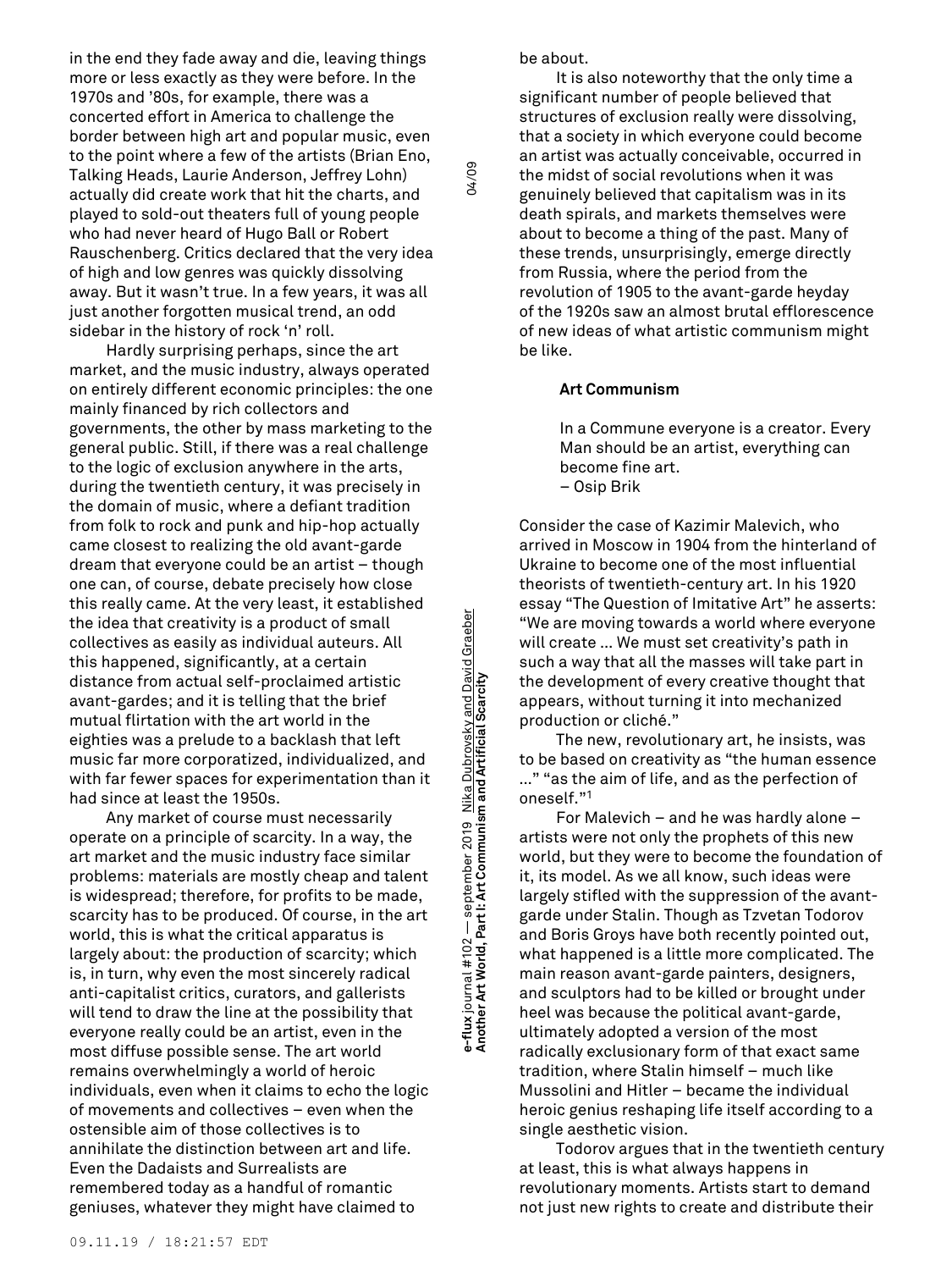in the end they fade away and die, leaving things more or less exactly as they were before. In the 1970s and '80s, for example, there was a concerted effort in America to challenge the border between high art and popular music, even to the point where a few of the artists (Brian Eno, Talking Heads, Laurie Anderson, Jeffrey Lohn) actually did create work that hit the charts, and played to sold-out theaters full of young people who had never heard of Hugo Ball or Robert Rauschenberg. Critics declared that the very idea of high and low genres was quickly dissolving away. But it wasn't true. In a few years, it was all just another forgotten musical trend, an odd sidebar in the history of rock 'n' roll.

Hardly surprising perhaps, since the art market, and the music industry, always operated on entirely different economic principles: the one mainly financed by rich collectors and governments, the other by mass marketing to the general public. Still, if there was a real challenge to the logic of exclusion anywhere in the arts, during the twentieth century, it was precisely in the domain of music, where a defiant tradition from folk to rock and punk and hip-hop actually came closest to realizing the old avant-garde dream that everyone could be an artist – though one can, of course, debate precisely how close this really came. At the very least, it established the idea that creativity is a product of small collectives as easily as individual auteurs. All this happened, significantly, at a certain distance from actual self-proclaimed artistic avant-gardes; and it is telling that the brief mutual flirtation with the art world in the eighties was a prelude to a backlash that left music far more corporatized, individualized, and with far fewer spaces for experimentation than it had since at least the 1950s.

Any market of course must necessarily operate on a principle of scarcity. In a way, the art market and the music industry face similar problems: materials are mostly cheap and talent is widespread; therefore, for profits to be made, scarcity has to be produced. Of course, in the art world, this is what the critical apparatus is largely about: the production of scarcity; which is, in turn, why even the most sincerely radical anti-capitalist critics, curators, and gallerists will tend to draw the line at the possibility that everyone really could be an artist, even in the most diffuse possible sense. The art world remains overwhelmingly a world of heroic individuals, even when it claims to echo the logic of movements and collectives – even when the ostensible aim of those collectives is to annihilate the distinction between art and life. Even the Dadaists and Surrealists are remembered today as a handful of romantic geniuses, whatever they might have claimed to be about.

It is also noteworthy that the only time a significant number of people believed that structures of exclusion really were dissolving, that a society in which everyone could become an artist was actually conceivable, occurred in the midst of social revolutions when it was genuinely believed that capitalism was in its death spirals, and markets themselves were about to become a thing of the past. Many of these trends, unsurprisingly, emerge directly from Russia, where the period from the revolution of 1905 to the avant-garde heyday of the 1920s saw an almost brutal efflorescence of new ideas of what artistic communism might be like.

### Art Communism

> In a Commune everyone is a creator. Every Man should be an artist, everything can become fine art.
> – Osip Brik

Consider the case of Kazimir Malevich, who arrived in Moscow in 1904 from the hinterland of Ukraine to become one of the most influential theorists of twentieth-century art. In his 1920 essay "The Question of Imitative Art" he asserts: "We are moving towards a world where everyone will create … We must set creativity's path in such a way that all the masses will take part in the development of every creative thought that appears, without turning it into mechanized production or cliché."

The new, revolutionary art, he insists, was to be based on creativity as "the human essence …" "as the aim of life, and as the perfection of oneself."[1]

For Malevich – and he was hardly alone – artists were not only the prophets of this new world, but they were to become the foundation of it, its model. As we all know, such ideas were largely stifled with the suppression of the avant-garde under Stalin. Though as Tzvetan Todorov and Boris Groys have both recently pointed out, what happened is a little more complicated. The main reason avant-garde painters, designers, and sculptors had to be killed or brought under heel was because the political avant-garde, ultimately adopted a version of the most radically exclusionary form of that exact same tradition, where Stalin himself – much like Mussolini and Hitler – became the individual heroic genius reshaping life itself according to a single aesthetic vision.

Todorov argues that in the twentieth century at least, this is what always happens in revolutionary moments. Artists start to demand not just new rights to create and distribute their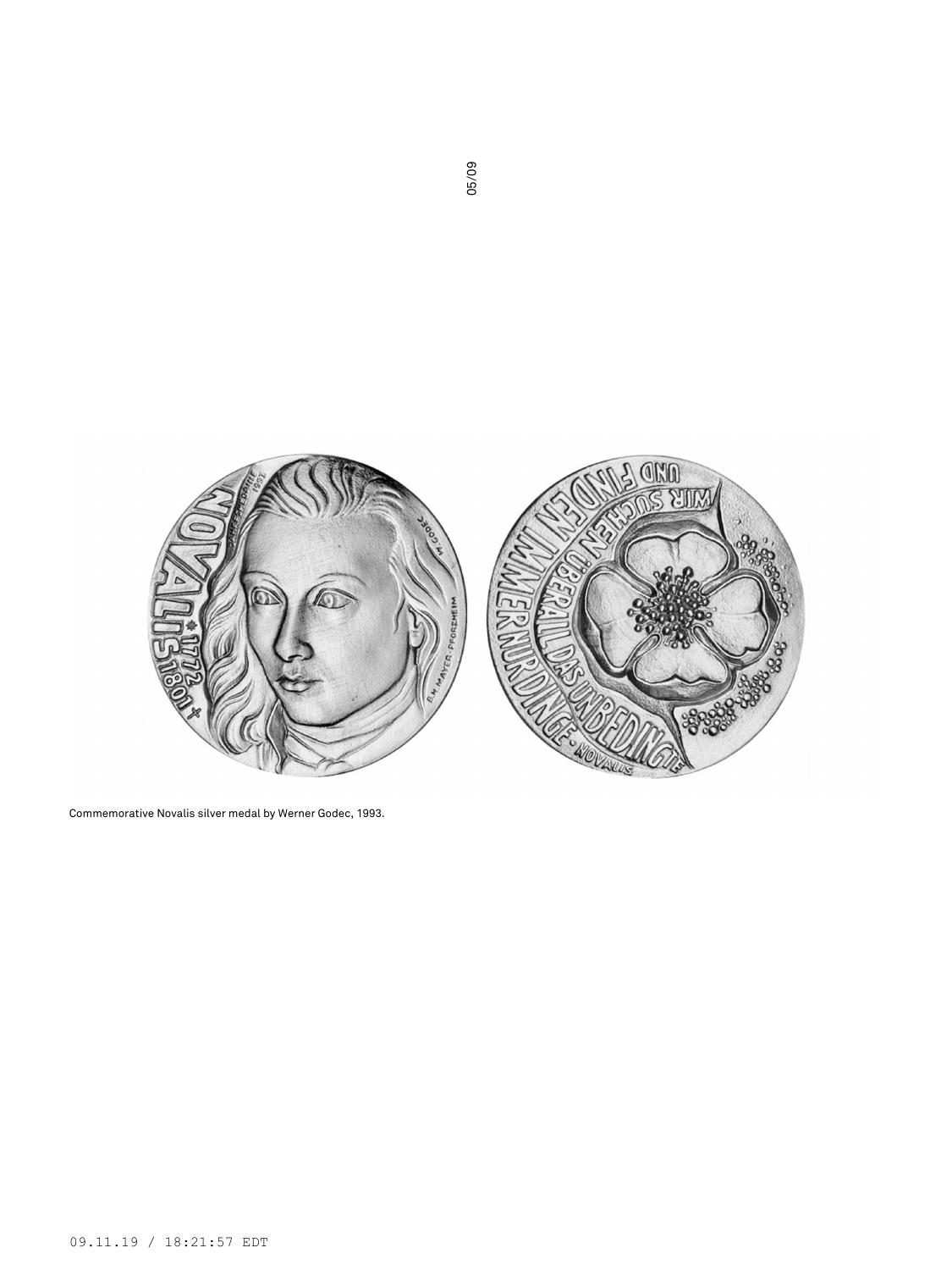Commemorative Novalis silver medal by Werner Godec, 1993.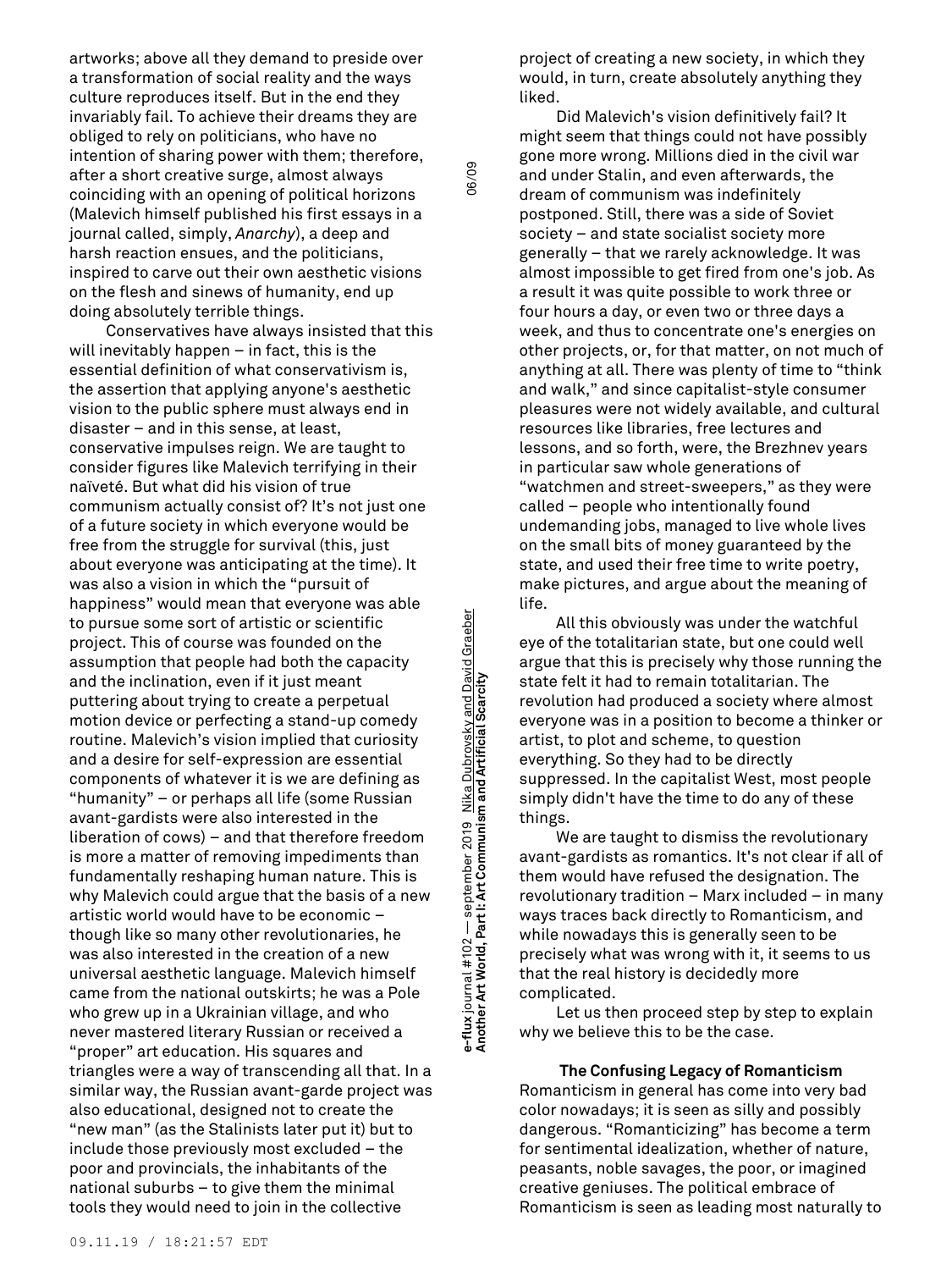artworks; above all they demand to preside over a transformation of social reality and the ways culture reproduces itself. But in the end they invariably fail. To achieve their dreams they are obliged to rely on politicians, who have no intention of sharing power with them; therefore, after a short creative surge, almost always coinciding with an opening of political horizons (Malevich himself published his first essays in a journal called, simply, *Anarchy*), a deep and harsh reaction ensues, and the politicians, inspired to carve out their own aesthetic visions on the flesh and sinews of humanity, end up doing absolutely terrible things.

Conservatives have always insisted that this will inevitably happen – in fact, this is the essential definition of what conservativism is, the assertion that applying anyone's aesthetic vision to the public sphere must always end in disaster – and in this sense, at least, conservative impulses reign. We are taught to consider figures like Malevich terrifying in their naïveté. But what did his vision of true communism actually consist of? It's not just one of a future society in which everyone would be free from the struggle for survival (this, just about everyone was anticipating at the time). It was also a vision in which the "pursuit of happiness" would mean that everyone was able to pursue some sort of artistic or scientific project. This of course was founded on the assumption that people had both the capacity and the inclination, even if it just meant puttering about trying to create a perpetual motion device or perfecting a stand-up comedy routine. Malevich's vision implied that curiosity and a desire for self-expression are essential components of whatever it is we are defining as "humanity" – or perhaps all life (some Russian avant-gardists were also interested in the liberation of cows) – and that therefore freedom is more a matter of removing impediments than fundamentally reshaping human nature. This is why Malevich could argue that the basis of a new artistic world would have to be economic – though like so many other revolutionaries, he was also interested in the creation of a new universal aesthetic language. Malevich himself came from the national outskirts; he was a Pole who grew up in a Ukrainian village, and who never mastered literary Russian or received a "proper" art education. His squares and triangles were a way of transcending all that. In a similar way, the Russian avant-garde project was also educational, designed not to create the "new man" (as the Stalinists later put it) but to include those previously most excluded – the poor and provincials, the inhabitants of the national suburbs – to give them the minimal tools they would need to join in the collective project of creating a new society, in which they would, in turn, create absolutely anything they liked.

Did Malevich's vision definitively fail? It might seem that things could not have possibly gone more wrong. Millions died in the civil war and under Stalin, and even afterwards, the dream of communism was indefinitely postponed. Still, there was a side of Soviet society – and state socialist society more generally – that we rarely acknowledge. It was almost impossible to get fired from one's job. As a result it was quite possible to work three or four hours a day, or even two or three days a week, and thus to concentrate one's energies on other projects, or, for that matter, on not much of anything at all. There was plenty of time to "think and walk," and since capitalist-style consumer pleasures were not widely available, and cultural resources like libraries, free lectures and lessons, and so forth, were, the Brezhnev years in particular saw whole generations of "watchmen and street-sweepers," as they were called – people who intentionally found undemanding jobs, managed to live whole lives on the small bits of money guaranteed by the state, and used their free time to write poetry, make pictures, and argue about the meaning of life.

All this obviously was under the watchful eye of the totalitarian state, but one could well argue that this is precisely why those running the state felt it had to remain totalitarian. The revolution had produced a society where almost everyone was in a position to become a thinker or artist, to plot and scheme, to question everything. So they had to be directly suppressed. In the capitalist West, most people simply didn't have the time to do any of these things.

We are taught to dismiss the revolutionary avant-gardists as romantics. It's not clear if all of them would have refused the designation. The revolutionary tradition – Marx included – in many ways traces back directly to Romanticism, and while nowadays this is generally seen to be precisely what was wrong with it, it seems to us that the real history is decidedly more complicated.

Let us then proceed step by step to explain why we believe this to be the case.

## The Confusing Legacy of Romanticism

Romanticism in general has come into very bad color nowadays; it is seen as silly and possibly dangerous. "Romanticizing" has become a term for sentimental idealization, whether of nature, peasants, noble savages, the poor, or imagined creative geniuses. The political embrace of Romanticism is seen as leading most naturally to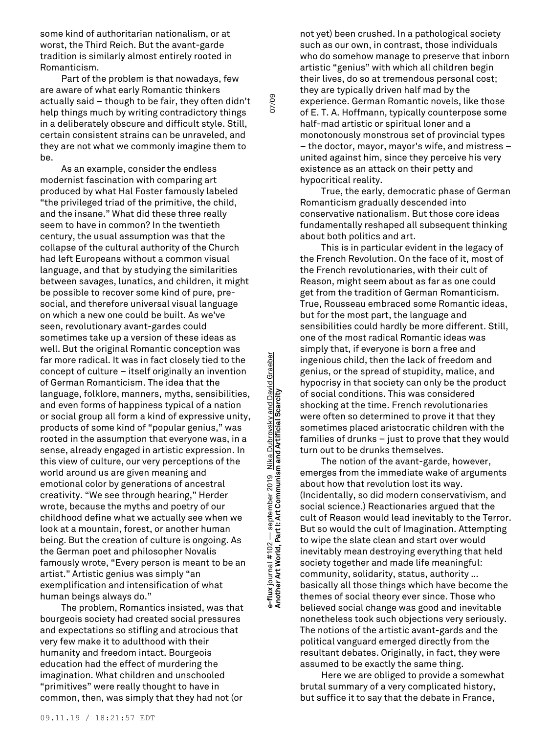some kind of authoritarian nationalism, or at worst, the Third Reich. But the avant-garde tradition is similarly almost entirely rooted in Romanticism.

Part of the problem is that nowadays, few are aware of what early Romantic thinkers actually said – though to be fair, they often didn't help things much by writing contradictory things in a deliberately obscure and difficult style. Still, certain consistent strains can be unraveled, and they are not what we commonly imagine them to be.

As an example, consider the endless modernist fascination with comparing art produced by what Hal Foster famously labeled "the privileged triad of the primitive, the child, and the insane." What did these three really seem to have in common? In the twentieth century, the usual assumption was that the collapse of the cultural authority of the Church had left Europeans without a common visual language, and that by studying the similarities between savages, lunatics, and children, it might be possible to recover some kind of pure, pre-social, and therefore universal visual language on which a new one could be built. As we've seen, revolutionary avant-gardes could sometimes take up a version of these ideas as well. But the original Romantic conception was far more radical. It was in fact closely tied to the concept of culture – itself originally an invention of German Romanticism. The idea that the language, folklore, manners, myths, sensibilities, and even forms of happiness typical of a nation or social group all form a kind of expressive unity, products of some kind of "popular genius," was rooted in the assumption that everyone was, in a sense, already engaged in artistic expression. In this view of culture, our very perceptions of the world around us are given meaning and emotional color by generations of ancestral creativity. "We see through hearing," Herder wrote, because the myths and poetry of our childhood define what we actually see when we look at a mountain, forest, or another human being. But the creation of culture is ongoing. As the German poet and philosopher Novalis famously wrote, "Every person is meant to be an artist." Artistic genius was simply "an exemplification and intensification of what human beings always do."

The problem, Romantics insisted, was that bourgeois society had created social pressures and expectations so stifling and atrocious that very few make it to adulthood with their humanity and freedom intact. Bourgeois education had the effect of murdering the imagination. What children and unschooled "primitives" were really thought to have in common, then, was simply that they had not (or not yet) been crushed. In a pathological society such as our own, in contrast, those individuals who do somehow manage to preserve that inborn artistic "genius" with which all children begin their lives, do so at tremendous personal cost; they are typically driven half mad by the experience. German Romantic novels, like those of E. T. A. Hoffmann, typically counterpose some half-mad artistic or spiritual loner and a monotonously monstrous set of provincial types – the doctor, mayor, mayor's wife, and mistress – united against him, since they perceive his very existence as an attack on their petty and hypocritical reality.

True, the early, democratic phase of German Romanticism gradually descended into conservative nationalism. But those core ideas fundamentally reshaped all subsequent thinking about both politics and art.

This is in particular evident in the legacy of the French Revolution. On the face of it, most of the French revolutionaries, with their cult of Reason, might seem about as far as one could get from the tradition of German Romanticism. True, Rousseau embraced some Romantic ideas, but for the most part, the language and sensibilities could hardly be more different. Still, one of the most radical Romantic ideas was simply that, if everyone is born a free and ingenious child, then the lack of freedom and genius, or the spread of stupidity, malice, and hypocrisy in that society can only be the product of social conditions. This was considered shocking at the time. French revolutionaries were often so determined to prove it that they sometimes placed aristocratic children with the families of drunks – just to prove that they would turn out to be drunks themselves.

The notion of the avant-garde, however, emerges from the immediate wake of arguments about how that revolution lost its way. (Incidentally, so did modern conservativism, and social science.) Reactionaries argued that the cult of Reason would lead inevitably to the Terror. But so would the cult of Imagination. Attempting to wipe the slate clean and start over would inevitably mean destroying everything that held society together and made life meaningful: community, solidarity, status, authority … basically all those things which have become the themes of social theory ever since. Those who believed social change was good and inevitable nonetheless took such objections very seriously. The notions of the artistic avant-gards and the political vanguard emerged directly from the resultant debates. Originally, in fact, they were assumed to be exactly the same thing.

Here we are obliged to provide a somewhat brutal summary of a very complicated history, but suffice it to say that the debate in France,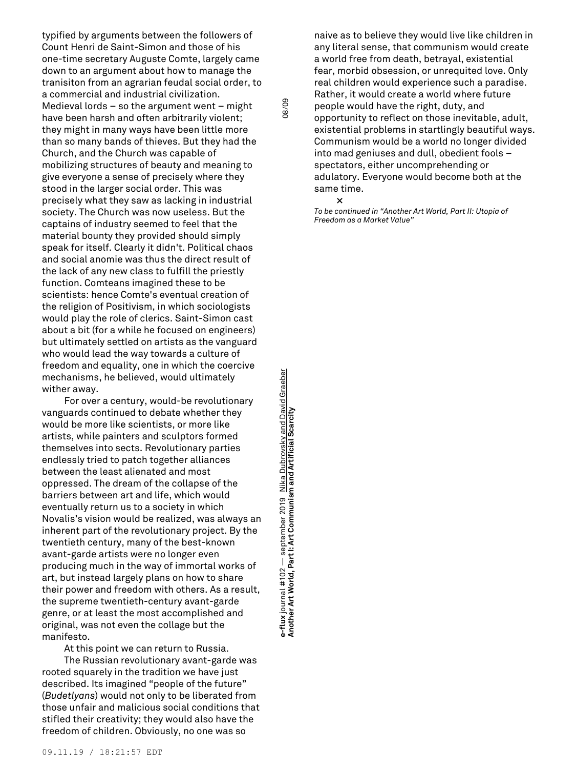typified by arguments between the followers of Count Henri de Saint-Simon and those of his one-time secretary Auguste Comte, largely came down to an argument about how to manage the tranisiton from an agrarian feudal social order, to a commercial and industrial civilization. Medieval lords – so the argument went – might have been harsh and often arbitrarily violent; they might in many ways have been little more than so many bands of thieves. But they had the Church, and the Church was capable of mobilizing structures of beauty and meaning to give everyone a sense of precisely where they stood in the larger social order. This was precisely what they saw as lacking in industrial society. The Church was now useless. But the captains of industry seemed to feel that the material bounty they provided should simply speak for itself. Clearly it didn't. Political chaos and social anomie was thus the direct result of the lack of any new class to fulfill the priestly function. Comteans imagined these to be scientists: hence Comte's eventual creation of the religion of Positivism, in which sociologists would play the role of clerics. Saint-Simon cast about a bit (for a while he focused on engineers) but ultimately settled on artists as the vanguard who would lead the way towards a culture of freedom and equality, one in which the coercive mechanisms, he believed, would ultimately wither away.

For over a century, would-be revolutionary vanguards continued to debate whether they would be more like scientists, or more like artists, while painters and sculptors formed themselves into sects. Revolutionary parties endlessly tried to patch together alliances between the least alienated and most oppressed. The dream of the collapse of the barriers between art and life, which would eventually return us to a society in which Novalis's vision would be realized, was always an inherent part of the revolutionary project. By the twentieth century, many of the best-known avant-garde artists were no longer even producing much in the way of immortal works of art, but instead largely plans on how to share their power and freedom with others. As a result, the supreme twentieth-century avant-garde genre, or at least the most accomplished and original, was not even the collage but the manifesto.

At this point we can return to Russia.

The Russian revolutionary avant-garde was rooted squarely in the tradition we have just described. Its imagined "people of the future" (*Budetlyans*) would not only to be liberated from those unfair and malicious social conditions that stifled their creativity; they would also have the freedom of children. Obviously, no one was so naive as to believe they would live like children in any literal sense, that communism would create a world free from death, betrayal, existential fear, morbid obsession, or unrequited love. Only real children would experience such a paradise. Rather, it would create a world where future people would have the right, duty, and opportunity to reflect on those inevitable, adult, existential problems in startlingly beautiful ways. Communism would be a world no longer divided into mad geniuses and dull, obedient fools – spectators, either uncomprehending or adulatory. Everyone would become both at the same time.

×

*To be continued in "Another Art World, Part II: Utopia of Freedom as a Market Value"*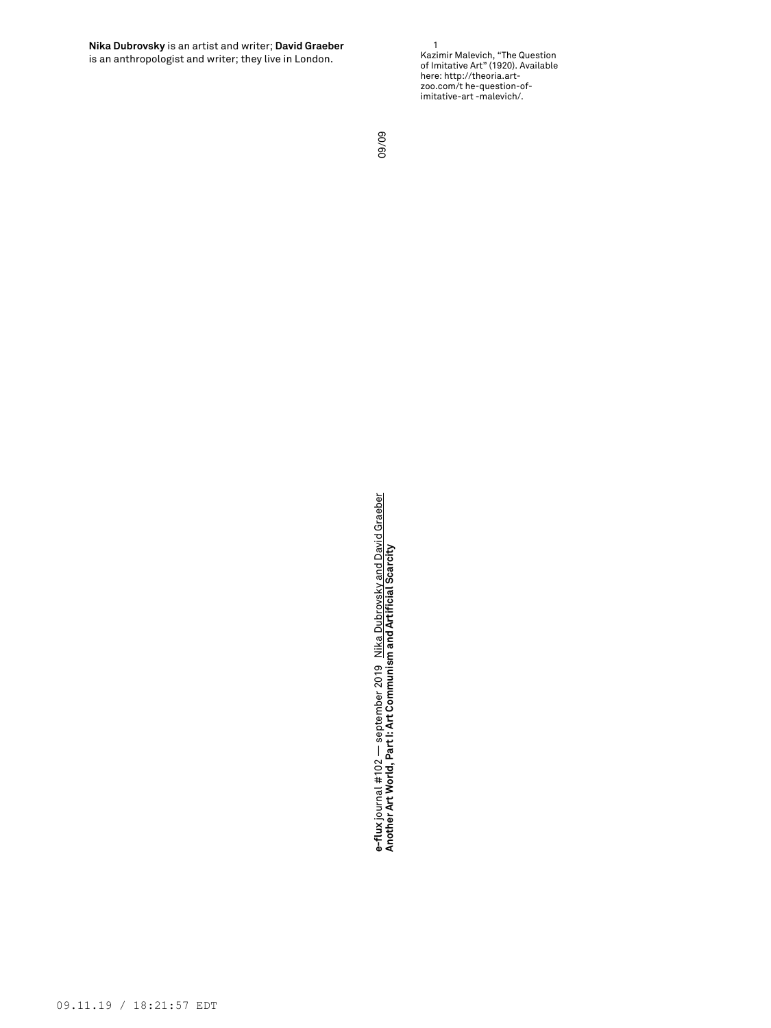**Nika Dubrovsky** is an artist and writer; **David Graeber** is an anthropologist and writer; they live in London.

1
Kazimir Malevich, “The Question of Imitative Art” (1920). Available here: http://theoria.art-zoo.com/t he-question-of-imitative-art -malevich/.